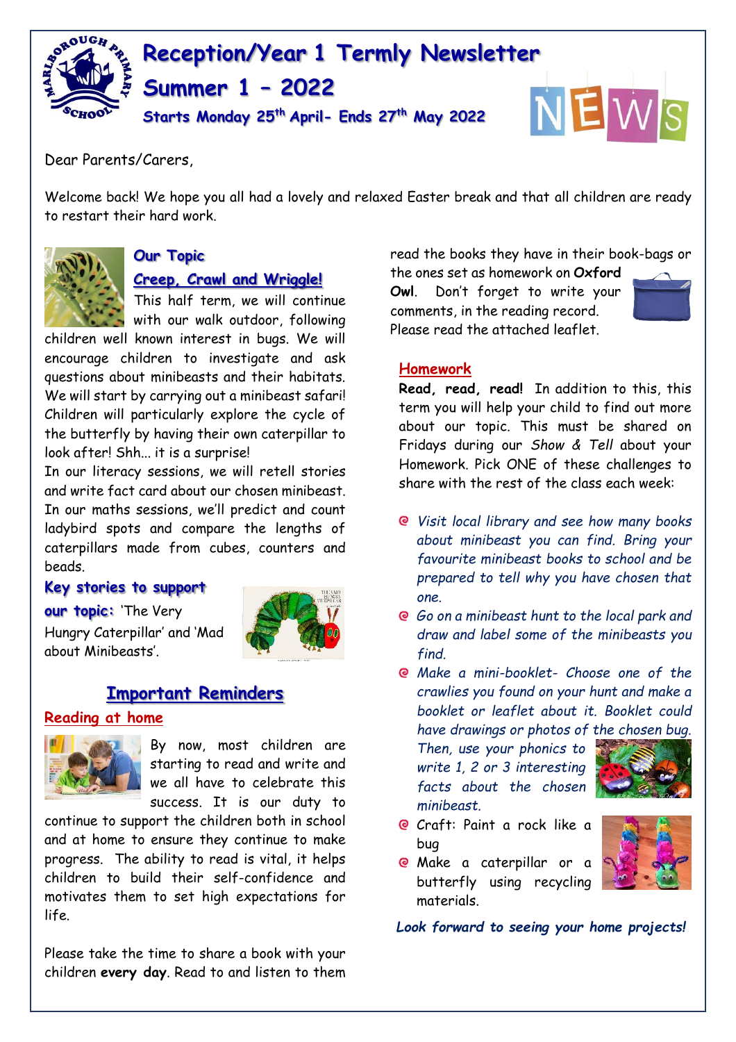# Reception/Year 1 Termly Newsletter

## Summer 1 – 2022

**Starts Monday 25th April- Ends 27th May 2022**

Dear Parents/Carers,

Welcome back! We hope you all had a lovely and relaxed Easter break and that all children are ready to restart their hard work.

### Our Topic

**Creep, Crawl and Wriggle!**

This half term, we will continue with our walk outdoor, following children well known interest in bugs. We will encourage children to investigate and ask questions about minibeasts and their habitats. We will start by carrying out a minibeast safari! Children will particularly explore the cycle of the butterfly by having their own caterpillar to look after! Shh... it is a surprise!

In our literacy sessions, we will retell stories and write fact card about our chosen minibeast. In our maths sessions, we'll predict and count ladybird spots and compare the lengths of caterpillars made from cubes, counters and beads.

**Key stories to support our topic:** 'The Very Hungry Caterpillar' and 'Mad about Minibeasts'.

## Important Reminders

### Reading at home

By now, most children are starting to read and write and we all have to celebrate this success. It is our duty to continue to support the children both in school and at home to ensure they continue to make progress. The ability to read is vital, it helps children to build their self-confidence and motivates them to set high expectations for life.

Please take the time to share a book with your children **every day**. Read to and listen to them read the books they have in their book-bags or the ones set as homework on **Oxford Owl**. Don't forget to write your comments, in the reading record. Please read the attached leaflet.

### Homework

**Read, read, read!** In addition to this, this term you will help your child to find out more about our topic. This must be shared on Fridays during our *Show & Tell* about your Homework. Pick ONE of these challenges to share with the rest of the class each week:

- *Visit local library and see how many books about minibeast you can find. Bring your favourite minibeast books to school and be prepared to tell why you have chosen that one.*
- *Go on a minibeast hunt to the local park and draw and label some of the minibeasts you find.*
- *Make a mini-booklet- Choose one of the crawlies you found on your hunt and make a booklet or leaflet about it. Booklet could have drawings or photos of the chosen bug. Then, use your phonics to write 1, 2 or 3 interesting facts about the chosen minibeast.*
- Craft: Paint a rock like a bug
- Make a caterpillar or a butterfly using recycling materials.

***Look forward to seeing your home projects!***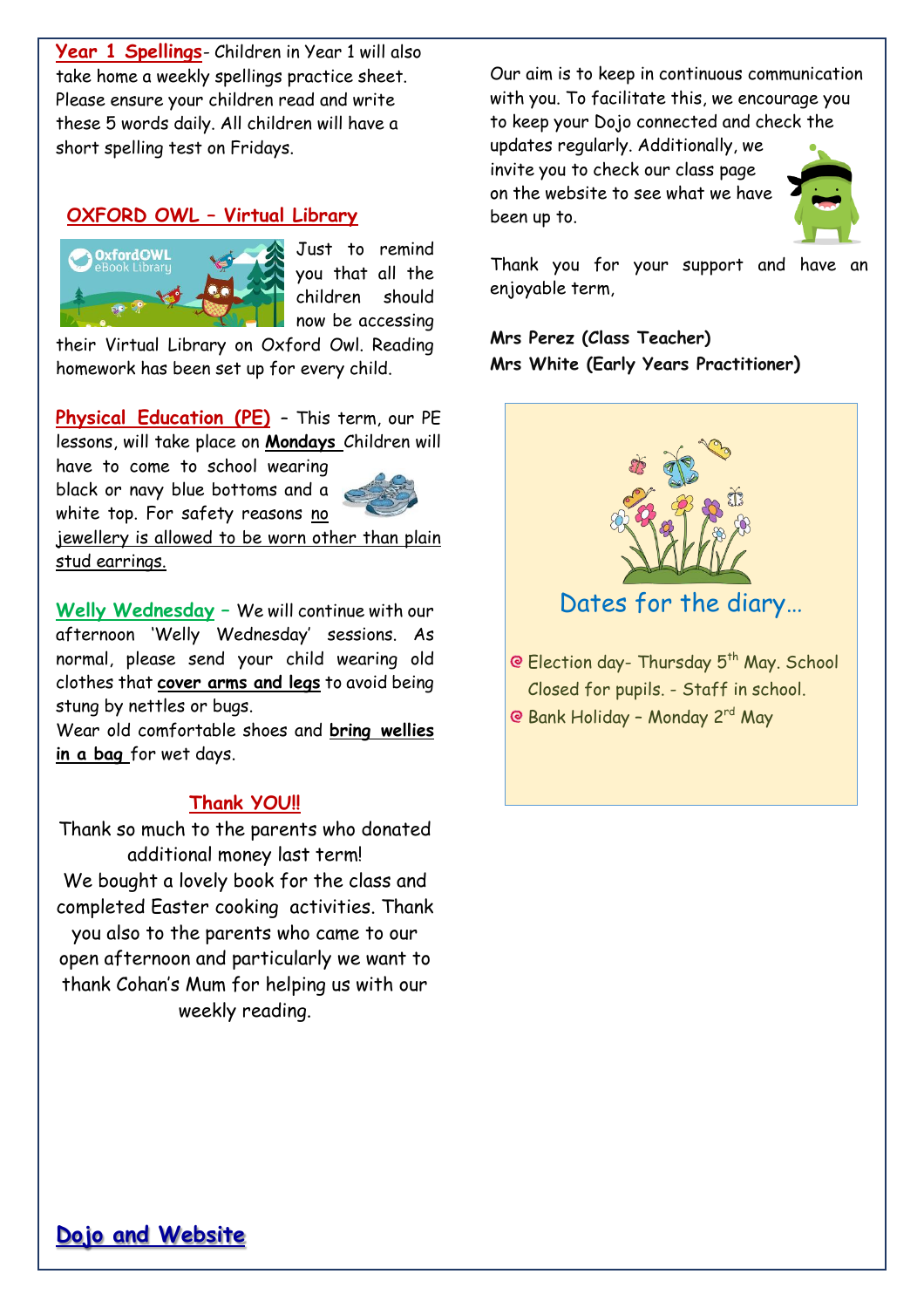**Year 1 Spellings**- Children in Year 1 will also take home a weekly spellings practice sheet. Please ensure your children read and write these 5 words daily. All children will have a short spelling test on Fridays.

## OXFORD OWL – Virtual Library

Just to remind you that all the children should now be accessing their Virtual Library on Oxford Owl. Reading homework has been set up for every child.

**Physical Education (PE)** – This term, our PE lessons, will take place on **Mondays** Children will have to come to school wearing black or navy blue bottoms and a white top. For safety reasons no jewellery is allowed to be worn other than plain stud earrings.

**Welly Wednesday** – We will continue with our afternoon 'Welly Wednesday' sessions. As normal, please send your child wearing old clothes that **cover arms and legs** to avoid being stung by nettles or bugs.
Wear old comfortable shoes and **bring wellies in a bag** for wet days.

## Thank YOU!!

Thank so much to the parents who donated additional money last term!
We bought a lovely book for the class and completed Easter cooking activities. Thank you also to the parents who came to our open afternoon and particularly we want to thank Cohan's Mum for helping us with our weekly reading.

## Dojo and Website

Our aim is to keep in continuous communication with you. To facilitate this, we encourage you to keep your Dojo connected and check the updates regularly. Additionally, we invite you to check our class page on the website to see what we have been up to.

Thank you for your support and have an enjoyable term,

**Mrs Perez (Class Teacher)**
**Mrs White (Early Years Practitioner)**

## Dates for the diary…

- Election day- Thursday 5th May. School Closed for pupils. - Staff in school.
- Bank Holiday – Monday 2nd May